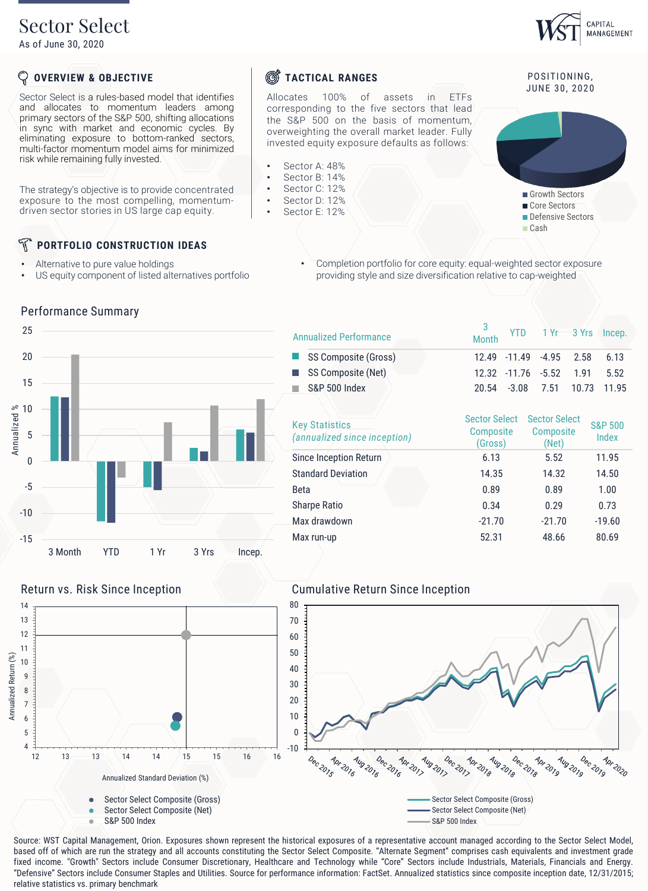# Sector Select

As of June 30, 2020

## OVERVIEW & OBJECTIVE

Sector Select is a rules-based model that identifies and allocates to momentum leaders among primary sectors of the S&P 500, shifting allocations in sync with market and economic cycles. By eliminating exposure to bottom-ranked sectors, multi-factor momentum model aims for minimized risk while remaining fully invested.

The strategy's objective is to provide concentrated exposure to the most compelling, momentum-driven sector stories in US large cap equity.

## TACTICAL RANGES

Allocates 100% of assets in ETFs corresponding to the five sectors that lead the S&P 500 on the basis of momentum, overweighting the overall market leader. Fully invested equity exposure defaults as follows:

- Sector A: 48%
- Sector B: 14%
- Sector C: 12%
- Sector D: 12%
- Sector E: 12%

POSITIONING, JUNE 30, 2020

- Growth Sectors
- Core Sectors
- Defensive Sectors
- Cash

## PORTFOLIO CONSTRUCTION IDEAS

- Alternative to pure value holdings
- US equity component of listed alternatives portfolio
- Completion portfolio for core equity: equal-weighted sector exposure providing style and size diversification relative to cap-weighted

## Performance Summary

| Annualized Performance | 3 Month | YTD | 1 Yr | 3 Yrs | Incep. |
|---|---|---|---|---|---|
| SS Composite (Gross) | 12.49 | -11.49 | -4.95 | 2.58 | 6.13 |
| SS Composite (Net) | 12.32 | -11.76 | -5.52 | 1.91 | 5.52 |
| S&P 500 Index | 20.54 | -3.08 | 7.51 | 10.73 | 11.95 |

| Key Statistics *(annualized since inception)* | Sector Select Composite (Gross) | Sector Select Composite (Net) | S&P 500 Index |
|---|---|---|---|
| Since Inception Return | 6.13 | 5.52 | 11.95 |
| Standard Deviation | 14.35 | 14.32 | 14.50 |
| Beta | 0.89 | 0.89 | 1.00 |
| Sharpe Ratio | 0.34 | 0.29 | 0.73 |
| Max drawdown | -21.70 | -21.70 | -19.60 |
| Max run-up | 52.31 | 48.66 | 80.69 |

## Return vs. Risk Since Inception

Annualized Return (%) vs. Annualized Standard Deviation (%)

- Sector Select Composite (Gross)
- Sector Select Composite (Net)
- S&P 500 Index

## Cumulative Return Since Inception

- Sector Select Composite (Gross)
- Sector Select Composite (Net)
- S&P 500 Index

Source: WST Capital Management, Orion. Exposures shown represent the historical exposures of a representative account managed according to the Sector Select Model, based off of which are run the strategy and all accounts constituting the Sector Select Composite. "Alternate Segment" comprises cash equivalents and investment grade fixed income. "Growth" Sectors include Consumer Discretionary, Healthcare and Technology while "Core" Sectors include Industrials, Materials, Financials and Energy. "Defensive" Sectors include Consumer Staples and Utilities. Source for performance information: FactSet. Annualized statistics since composite inception date, 12/31/2015; relative statistics vs. primary benchmark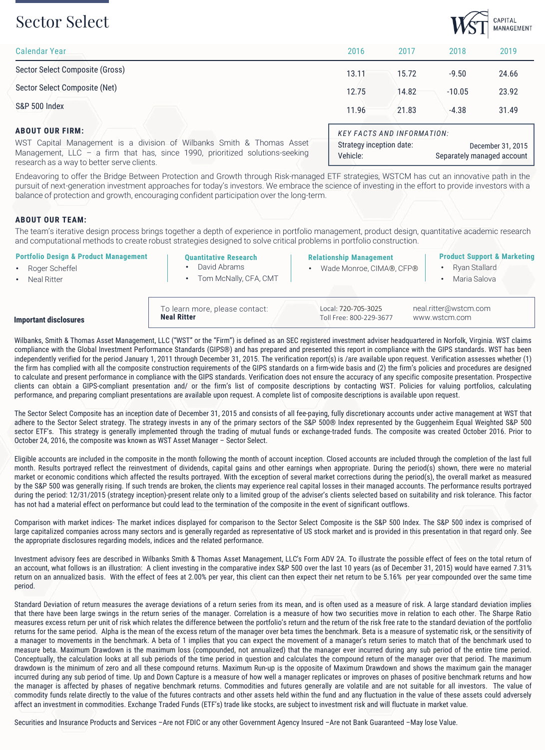# Sector Select

WST CAPITAL MANAGEMENT

| Calendar Year | 2016 | 2017 | 2018 | 2019 |
|---|---|---|---|---|
| Sector Select Composite (Gross) | 13.11 | 15.72 | -9.50 | 24.66 |
| Sector Select Composite (Net) | 12.75 | 14.82 | -10.05 | 23.92 |
| S&P 500 Index | 11.96 | 21.83 | -4.38 | 31.49 |

**ABOUT OUR FIRM:**

WST Capital Management is a division of Wilbanks Smith & Thomas Asset Management, LLC – a firm that has, since 1990, prioritized solutions-seeking research as a way to better serve clients.

*KEY FACTS AND INFORMATION:*

| | |
|---|---|
| Strategy inception date: | December 31, 2015 |
| Vehicle: | Separately managed account |

Endeavoring to offer the Bridge Between Protection and Growth through Risk-managed ETF strategies, WSTCM has cut an innovative path in the pursuit of next-generation investment approaches for today's investors. We embrace the science of investing in the effort to provide investors with a balance of protection and growth, encouraging confident participation over the long-term.

**ABOUT OUR TEAM:**

The team's iterative design process brings together a depth of experience in portfolio management, product design, quantitative academic research and computational methods to create robust strategies designed to solve critical problems in portfolio construction.

**Portfolio Design & Product Management**
- Roger Scheffel
- Neal Ritter

**Quantitative Research**
- David Abrams
- Tom McNally, CFA, CMT

**Relationship Management**
- Wade Monroe, CIMA®, CFP®

**Product Support & Marketing**
- Ryan Stallard
- Maria Salova

To learn more, please contact:
**Neal Ritter**
Local: 720-705-3025
Toll Free: 800-229-3677
neal.ritter@wstcm.com
www.wstcm.com

**Important disclosures**

Wilbanks, Smith & Thomas Asset Management, LLC ("WST" or the "Firm") is defined as an SEC registered investment adviser headquartered in Norfolk, Virginia. WST claims compliance with the Global Investment Performance Standards (GIPS®) and has prepared and presented this report in compliance with the GIPS standards. WST has been independently verified for the period January 1, 2011 through December 31, 2015. The verification report(s) is /are available upon request. Verification assesses whether (1) the firm has complied with all the composite construction requirements of the GIPS standards on a firm-wide basis and (2) the firm's policies and procedures are designed to calculate and present performance in compliance with the GIPS standards. Verification does not ensure the accuracy of any specific composite presentation. Prospective clients can obtain a GIPS-compliant presentation and/ or the firm's list of composite descriptions by contacting WST. Policies for valuing portfolios, calculating performance, and preparing compliant presentations are available upon request. A complete list of composite descriptions is available upon request.

The Sector Select Composite has an inception date of December 31, 2015 and consists of all fee-paying, fully discretionary accounts under active management at WST that adhere to the Sector Select strategy. The strategy invests in any of the primary sectors of the S&P 500® Index represented by the Guggenheim Equal Weighted S&P 500 sector ETF's. This strategy is generally implemented through the trading of mutual funds or exchange-traded funds. The composite was created October 2016. Prior to October 24, 2016, the composite was known as WST Asset Manager – Sector Select.

Eligible accounts are included in the composite in the month following the month of account inception. Closed accounts are included through the completion of the last full month. Results portrayed reflect the reinvestment of dividends, capital gains and other earnings when appropriate. During the period(s) shown, there were no material market or economic conditions which affected the results portrayed. With the exception of several market corrections during the period(s), the overall market as measured by the S&P 500 was generally rising. If such trends are broken, the clients may experience real capital losses in their managed accounts. The performance results portrayed during the period: 12/31/2015 (strategy inception)-present relate only to a limited group of the adviser's clients selected based on suitability and risk tolerance. This factor has not had a material effect on performance but could lead to the termination of the composite in the event of significant outflows.

Comparison with market indices- The market indices displayed for comparison to the Sector Select Composite is the S&P 500 Index. The S&P 500 index is comprised of large capitalized companies across many sectors and is generally regarded as representative of US stock market and is provided in this presentation in that regard only. See the appropriate disclosures regarding models, indices and the related performance.

Investment advisory fees are described in Wilbanks Smith & Thomas Asset Management, LLC's Form ADV 2A. To illustrate the possible effect of fees on the total return of an account, what follows is an illustration: A client investing in the comparative index S&P 500 over the last 10 years (as of December 31, 2015) would have earned 7.31% return on an annualized basis. With the effect of fees at 2.00% per year, this client can then expect their net return to be 5.16% per year compounded over the same time period.

Standard Deviation of return measures the average deviations of a return series from its mean, and is often used as a measure of risk. A large standard deviation implies that there have been large swings in the return series of the manager. Correlation is a measure of how two securities move in relation to each other. The Sharpe Ratio measures excess return per unit of risk which relates the difference between the portfolio's return and the return of the risk free rate to the standard deviation of the portfolio returns for the same period. Alpha is the mean of the excess return of the manager over beta times the benchmark. Beta is a measure of systematic risk, or the sensitivity of a manager to movements in the benchmark. A beta of 1 implies that you can expect the movement of a manager's return series to match that of the benchmark used to measure beta. Maximum Drawdown is the maximum loss (compounded, not annualized) that the manager ever incurred during any sub period of the entire time period. Conceptually, the calculation looks at all sub periods of the time period in question and calculates the compound return of the manager over that period. The maximum drawdown is the minimum of zero and all these compound returns. Maximum Run-up is the opposite of Maximum Drawdown and shows the maximum gain the manager incurred during any sub period of time. Up and Down Capture is a measure of how well a manager replicates or improves on phases of positive benchmark returns and how the manager is affected by phases of negative benchmark returns. Commodities and futures generally are volatile and are not suitable for all investors. The value of commodity funds relate directly to the value of the futures contracts and other assets held within the fund and any fluctuation in the value of these assets could adversely affect an investment in commodities. Exchange Traded Funds (ETF's) trade like stocks, are subject to investment risk and will fluctuate in market value.

Securities and Insurance Products and Services –Are not FDIC or any other Government Agency Insured –Are not Bank Guaranteed –May lose Value.